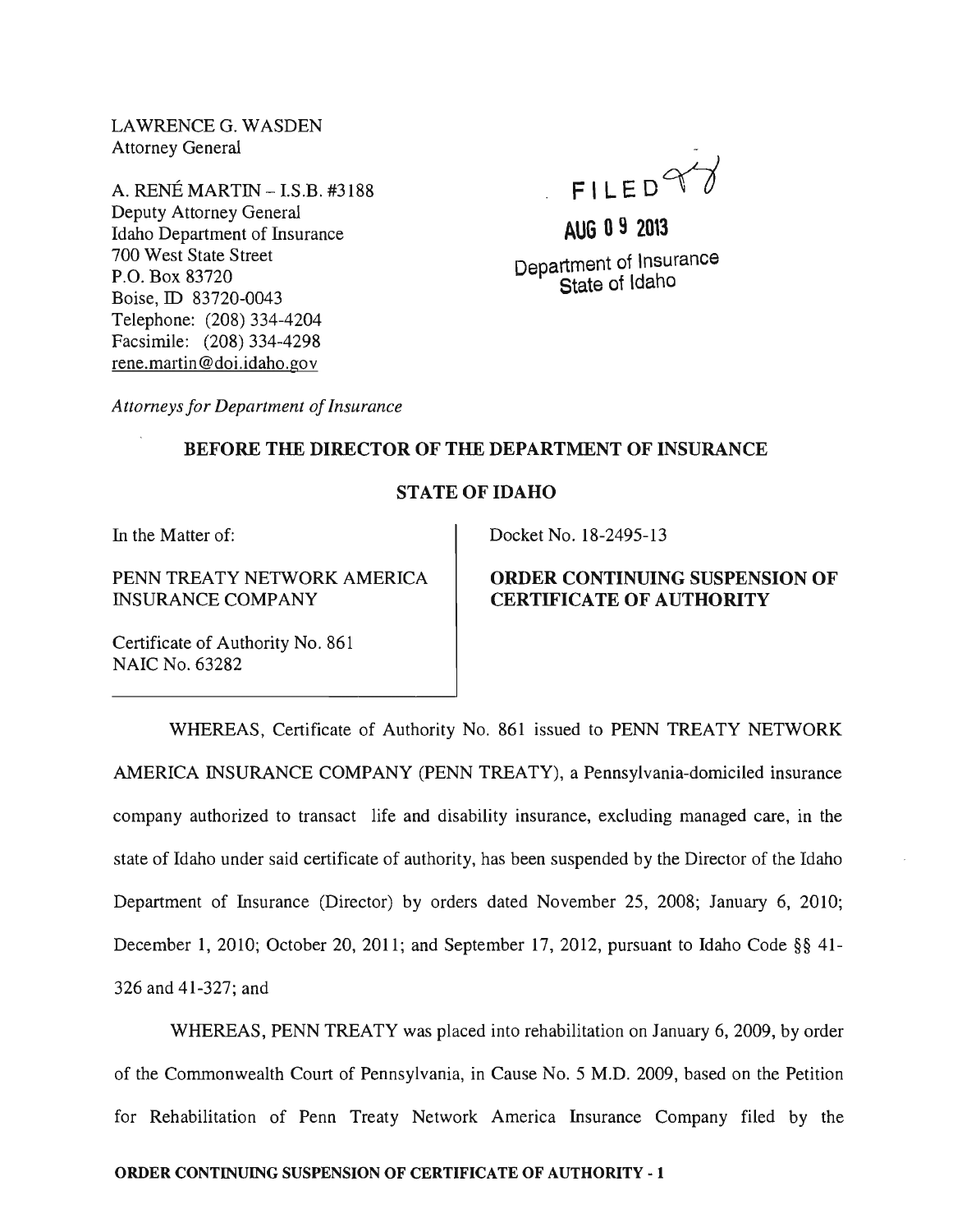LAWRENCE G. WASDEN
Attorney General

A. RENÉ MARTIN – I.S.B. #3188
Deputy Attorney General
Idaho Department of Insurance
700 West State Street
P.O. Box 83720
Boise, ID 83720-0043
Telephone: (208) 334-4204
Facsimile: (208) 334-4298
rene.martin@doi.idaho.gov

*Attorneys for Department of Insurance*

FILED

AUG 09 2013

Department of Insurance
State of Idaho

**BEFORE THE DIRECTOR OF THE DEPARTMENT OF INSURANCE**

**STATE OF IDAHO**

| | |
|---|---|
| In the Matter of:<br><br>PENN TREATY NETWORK AMERICA INSURANCE COMPANY<br><br>Certificate of Authority No. 861<br>NAIC No. 63282 | Docket No. 18-2495-13<br><br>**ORDER CONTINUING SUSPENSION OF CERTIFICATE OF AUTHORITY** |

WHEREAS, Certificate of Authority No. 861 issued to PENN TREATY NETWORK AMERICA INSURANCE COMPANY (PENN TREATY), a Pennsylvania-domiciled insurance company authorized to transact life and disability insurance, excluding managed care, in the state of Idaho under said certificate of authority, has been suspended by the Director of the Idaho Department of Insurance (Director) by orders dated November 25, 2008; January 6, 2010; December 1, 2010; October 20, 2011; and September 17, 2012, pursuant to Idaho Code §§ 41-326 and 41-327; and

WHEREAS, PENN TREATY was placed into rehabilitation on January 6, 2009, by order of the Commonwealth Court of Pennsylvania, in Cause No. 5 M.D. 2009, based on the Petition for Rehabilitation of Penn Treaty Network America Insurance Company filed by the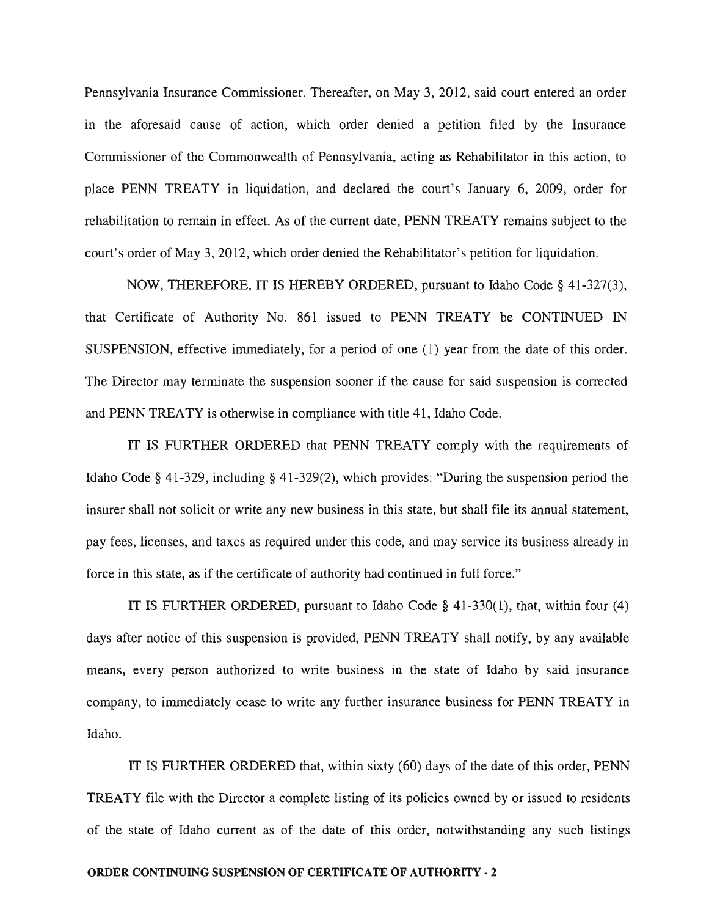Pennsylvania Insurance Commissioner. Thereafter, on May 3, 2012, said court entered an order in the aforesaid cause of action, which order denied a petition filed by the Insurance Commissioner of the Commonwealth of Pennsylvania, acting as Rehabilitator in this action, to place PENN TREATY in liquidation, and declared the court's January 6, 2009, order for rehabilitation to remain in effect. As of the current date, PENN TREATY remains subject to the court's order of May 3, 2012, which order denied the Rehabilitator's petition for liquidation.

NOW, THEREFORE, IT IS HEREBY ORDERED, pursuant to Idaho Code § 41-327(3), that Certificate of Authority No. 861 issued to PENN TREATY be CONTINUED IN SUSPENSION, effective immediately, for a period of one (1) year from the date of this order. The Director may terminate the suspension sooner if the cause for said suspension is corrected and PENN TREATY is otherwise in compliance with title 41, Idaho Code.

IT IS FURTHER ORDERED that PENN TREATY comply with the requirements of Idaho Code § 41-329, including § 41-329(2), which provides: "During the suspension period the insurer shall not solicit or write any new business in this state, but shall file its annual statement, pay fees, licenses, and taxes as required under this code, and may service its business already in force in this state, as if the certificate of authority had continued in full force."

IT IS FURTHER ORDERED, pursuant to Idaho Code § 41-330(1), that, within four (4) days after notice of this suspension is provided, PENN TREATY shall notify, by any available means, every person authorized to write business in the state of Idaho by said insurance company, to immediately cease to write any further insurance business for PENN TREATY in Idaho.

IT IS FURTHER ORDERED that, within sixty (60) days of the date of this order, PENN TREATY file with the Director a complete listing of its policies owned by or issued to residents of the state of Idaho current as of the date of this order, notwithstanding any such listings

**ORDER CONTINUING SUSPENSION OF CERTIFICATE OF AUTHORITY - 2**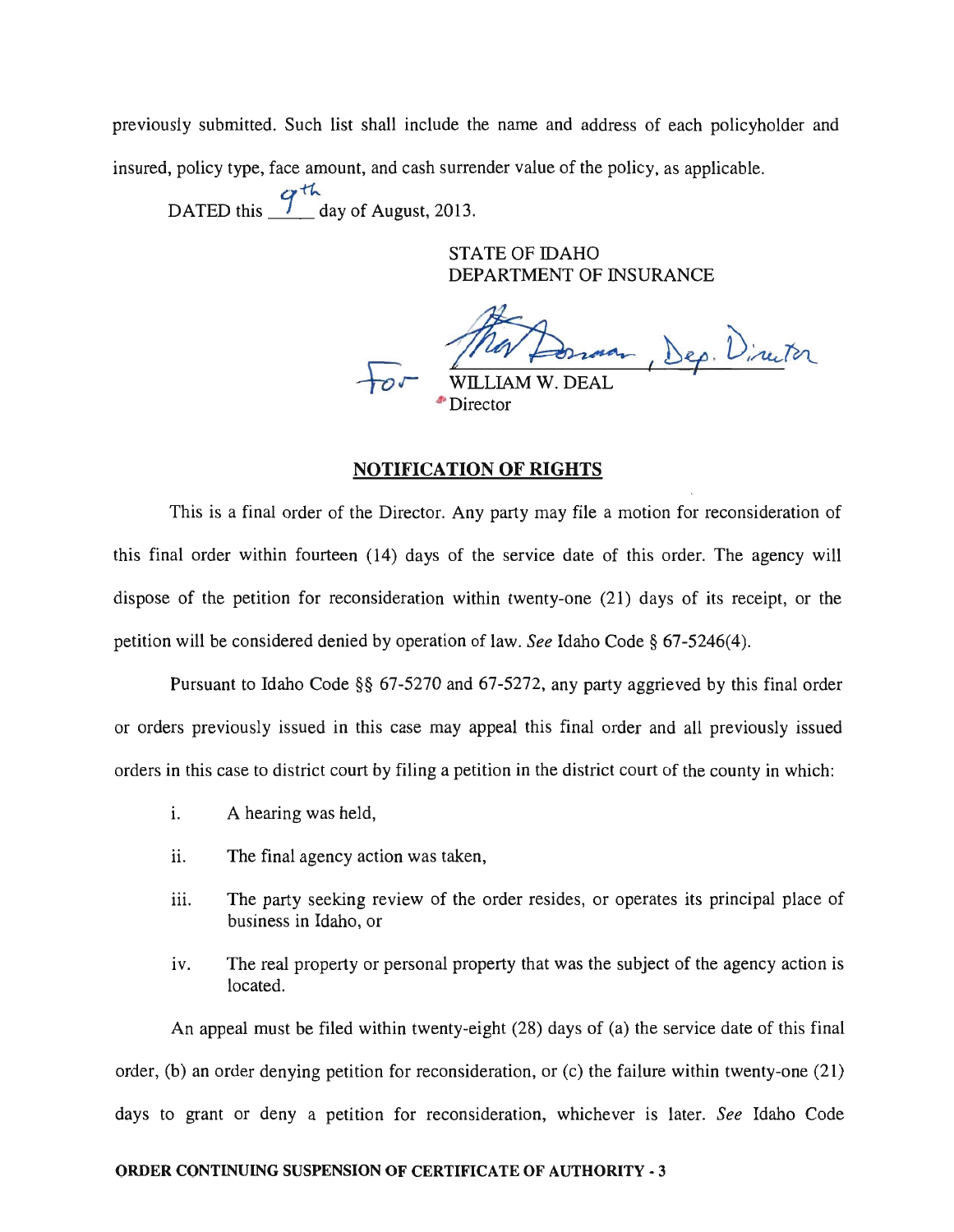previously submitted. Such list shall include the name and address of each policyholder and insured, policy type, face amount, and cash surrender value of the policy, as applicable.

DATED this 9th day of August, 2013.

STATE OF IDAHO
DEPARTMENT OF INSURANCE

For [signature], Dep. Director
WILLIAM W. DEAL
Director

## NOTIFICATION OF RIGHTS

This is a final order of the Director. Any party may file a motion for reconsideration of this final order within fourteen (14) days of the service date of this order. The agency will dispose of the petition for reconsideration within twenty-one (21) days of its receipt, or the petition will be considered denied by operation of law. *See* Idaho Code § 67-5246(4).

Pursuant to Idaho Code §§ 67-5270 and 67-5272, any party aggrieved by this final order or orders previously issued in this case may appeal this final order and all previously issued orders in this case to district court by filing a petition in the district court of the county in which:

i. A hearing was held,

ii. The final agency action was taken,

iii. The party seeking review of the order resides, or operates its principal place of business in Idaho, or

iv. The real property or personal property that was the subject of the agency action is located.

An appeal must be filed within twenty-eight (28) days of (a) the service date of this final order, (b) an order denying petition for reconsideration, or (c) the failure within twenty-one (21) days to grant or deny a petition for reconsideration, whichever is later. *See* Idaho Code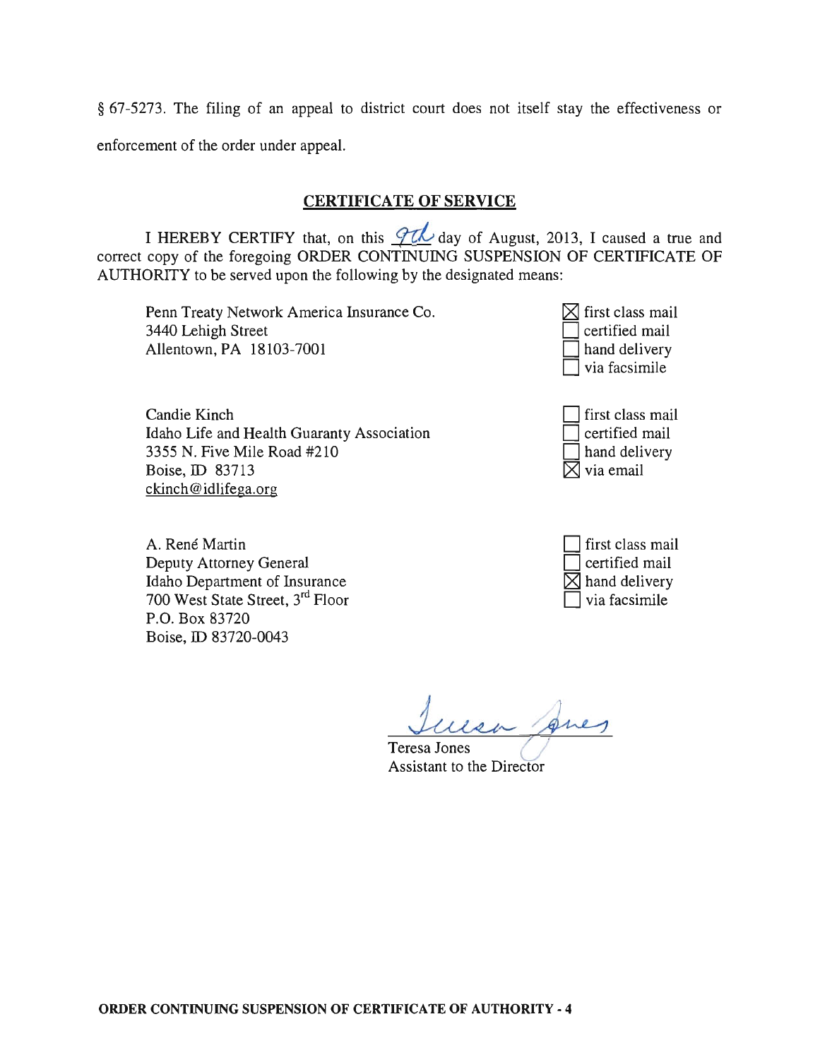§ 67-5273. The filing of an appeal to district court does not itself stay the effectiveness or enforcement of the order under appeal.

## CERTIFICATE OF SERVICE

I HEREBY CERTIFY that, on this 9th day of August, 2013, I caused a true and correct copy of the foregoing ORDER CONTINUING SUSPENSION OF CERTIFICATE OF AUTHORITY to be served upon the following by the designated means:

| | |
|---|---|
| Penn Treaty Network America Insurance Co.<br>3440 Lehigh Street<br>Allentown, PA 18103-7001 | ☒ first class mail<br>☐ certified mail<br>☐ hand delivery<br>☐ via facsimile |
| Candie Kinch<br>Idaho Life and Health Guaranty Association<br>3355 N. Five Mile Road #210<br>Boise, ID 83713<br>ckinch@idlifega.org | ☐ first class mail<br>☐ certified mail<br>☐ hand delivery<br>☒ via email |
| A. René Martin<br>Deputy Attorney General<br>Idaho Department of Insurance<br>700 West State Street, 3rd Floor<br>P.O. Box 83720<br>Boise, ID 83720-0043 | ☐ first class mail<br>☐ certified mail<br>☒ hand delivery<br>☐ via facsimile |

Teresa Jones
Assistant to the Director